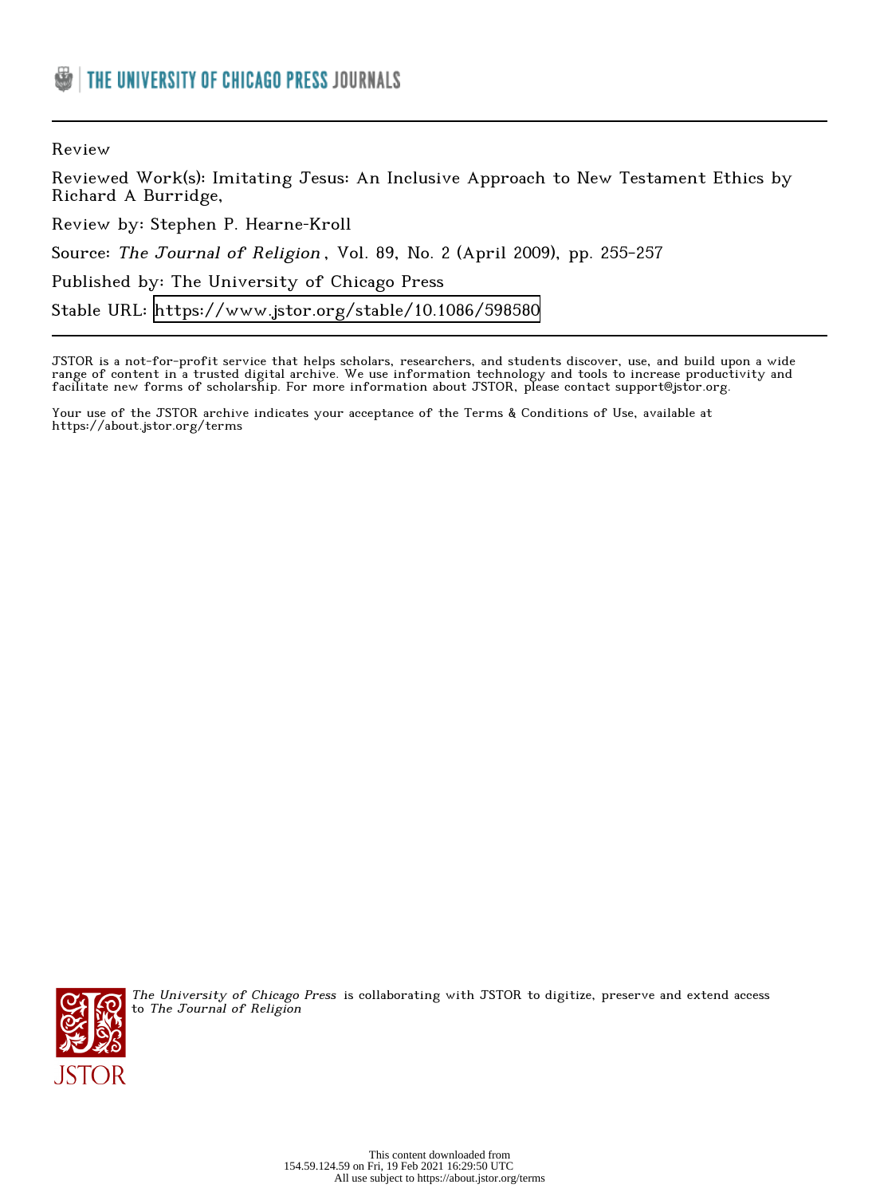THE UNIVERSITY OF CHICAGO PRESS JOURNALS

Review

Reviewed Work(s): Imitating Jesus: An Inclusive Approach to New Testament Ethics by Richard A Burridge,

Review by: Stephen P. Hearne-Kroll

Source: *The Journal of Religion*, Vol. 89, No. 2 (April 2009), pp. 255-257

Published by: The University of Chicago Press

Stable URL: https://www.jstor.org/stable/10.1086/598580

JSTOR is a not-for-profit service that helps scholars, researchers, and students discover, use, and build upon a wide range of content in a trusted digital archive. We use information technology and tools to increase productivity and facilitate new forms of scholarship. For more information about JSTOR, please contact support@jstor.org.

Your use of the JSTOR archive indicates your acceptance of the Terms & Conditions of Use, available at https://about.jstor.org/terms

*The University of Chicago Press* is collaborating with JSTOR to digitize, preserve and extend access to *The Journal of Religion*

This content downloaded from 154.59.124.59 on Fri, 19 Feb 2021 16:29:50 UTC
All use subject to https://about.jstor.org/terms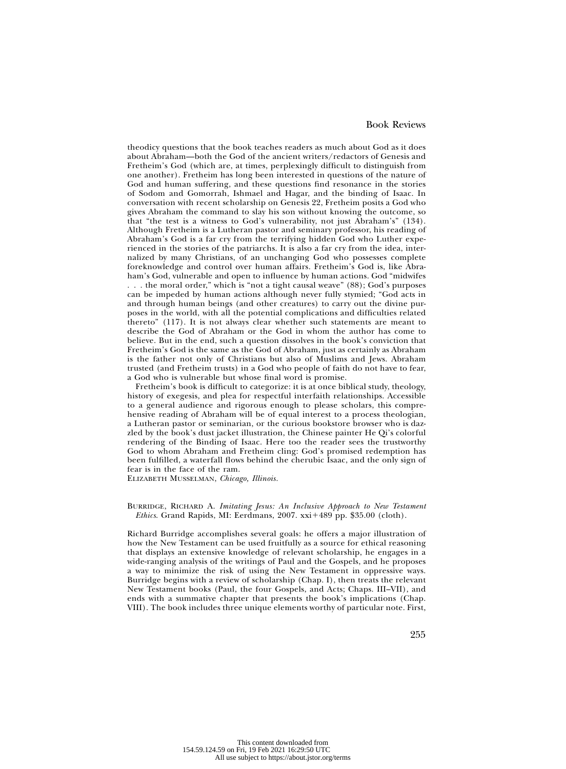theodicy questions that the book teaches readers as much about God as it does about Abraham—both the God of the ancient writers/redactors of Genesis and Fretheim's God (which are, at times, perplexingly difficult to distinguish from one another). Fretheim has long been interested in questions of the nature of God and human suffering, and these questions find resonance in the stories of Sodom and Gomorrah, Ishmael and Hagar, and the binding of Isaac. In conversation with recent scholarship on Genesis 22, Fretheim posits a God who gives Abraham the command to slay his son without knowing the outcome, so that "the test is a witness to God's vulnerability, not just Abraham's" (134). Although Fretheim is a Lutheran pastor and seminary professor, his reading of Abraham's God is a far cry from the terrifying hidden God who Luther experienced in the stories of the patriarchs. It is also a far cry from the idea, internalized by many Christians, of an unchanging God who possesses complete foreknowledge and control over human affairs. Fretheim's God is, like Abraham's God, vulnerable and open to influence by human actions. God "midwifes . . . the moral order," which is "not a tight causal weave" (88); God's purposes can be impeded by human actions although never fully stymied; "God acts in and through human beings (and other creatures) to carry out the divine purposes in the world, with all the potential complications and difficulties related thereto" (117). It is not always clear whether such statements are meant to describe the God of Abraham or the God in whom the author has come to believe. But in the end, such a question dissolves in the book's conviction that Fretheim's God is the same as the God of Abraham, just as certainly as Abraham is the father not only of Christians but also of Muslims and Jews. Abraham trusted (and Fretheim trusts) in a God who people of faith do not have to fear, a God who is vulnerable but whose final word is promise.

Fretheim's book is difficult to categorize: it is at once biblical study, theology, history of exegesis, and plea for respectful interfaith relationships. Accessible to a general audience and rigorous enough to please scholars, this comprehensive reading of Abraham will be of equal interest to a process theologian, a Lutheran pastor or seminarian, or the curious bookstore browser who is dazzled by the book's dust jacket illustration, the Chinese painter He Qi's colorful rendering of the Binding of Isaac. Here too the reader sees the trustworthy God to whom Abraham and Fretheim cling: God's promised redemption has been fulfilled, a waterfall flows behind the cherubic Isaac, and the only sign of fear is in the face of the ram.

Elizabeth Musselman, *Chicago, Illinois*.

Burridge, Richard A. *Imitating Jesus: An Inclusive Approach to New Testament Ethics*. Grand Rapids, MI: Eerdmans, 2007. xxi+489 pp. $35.00 (cloth).

Richard Burridge accomplishes several goals: he offers a major illustration of how the New Testament can be used fruitfully as a source for ethical reasoning that displays an extensive knowledge of relevant scholarship, he engages in a wide-ranging analysis of the writings of Paul and the Gospels, and he proposes a way to minimize the risk of using the New Testament in oppressive ways. Burridge begins with a review of scholarship (Chap. I), then treats the relevant New Testament books (Paul, the four Gospels, and Acts; Chaps. III–VII), and ends with a summative chapter that presents the book's implications (Chap. VIII). The book includes three unique elements worthy of particular note. First,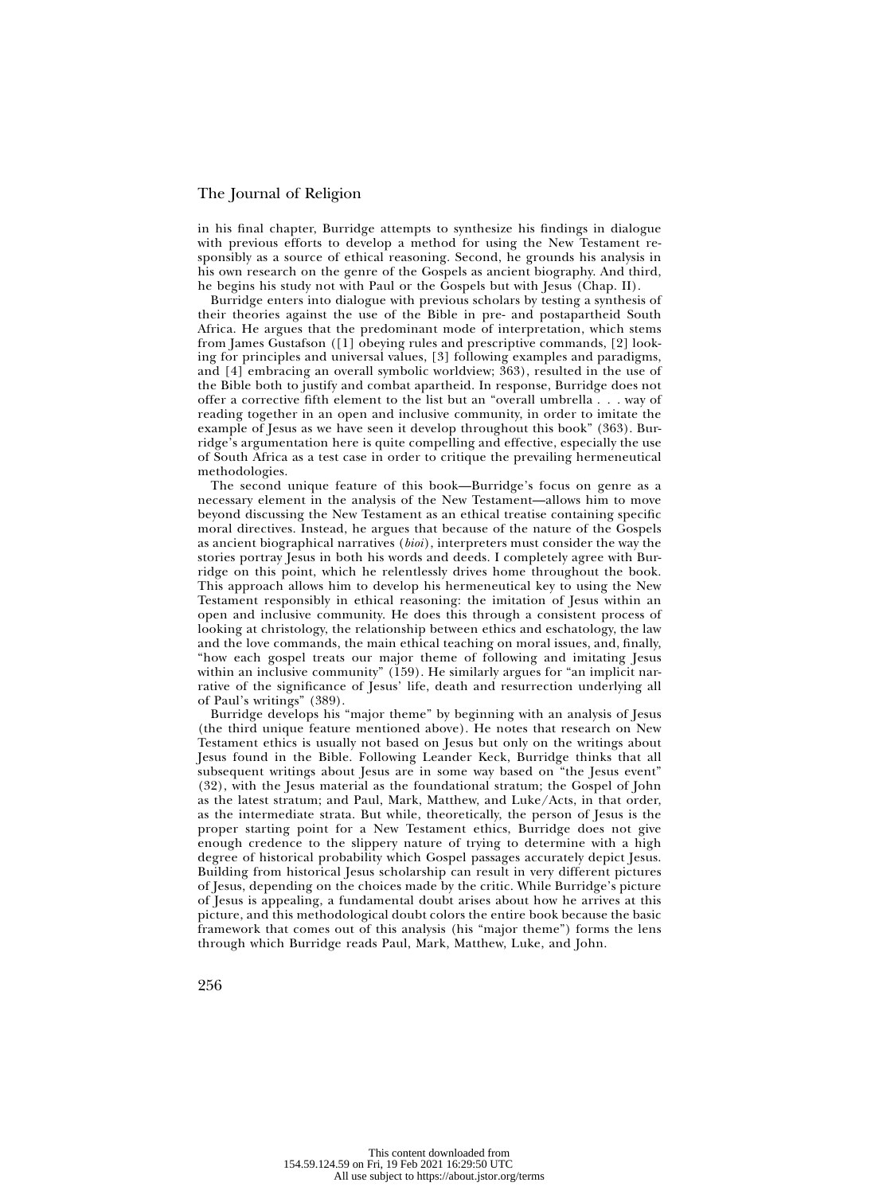in his final chapter, Burridge attempts to synthesize his findings in dialogue with previous efforts to develop a method for using the New Testament responsibly as a source of ethical reasoning. Second, he grounds his analysis in his own research on the genre of the Gospels as ancient biography. And third, he begins his study not with Paul or the Gospels but with Jesus (Chap. II).

Burridge enters into dialogue with previous scholars by testing a synthesis of their theories against the use of the Bible in pre- and postapartheid South Africa. He argues that the predominant mode of interpretation, which stems from James Gustafson ([1] obeying rules and prescriptive commands, [2] looking for principles and universal values, [3] following examples and paradigms, and [4] embracing an overall symbolic worldview; 363), resulted in the use of the Bible both to justify and combat apartheid. In response, Burridge does not offer a corrective fifth element to the list but an "overall umbrella . . . way of reading together in an open and inclusive community, in order to imitate the example of Jesus as we have seen it develop throughout this book" (363). Burridge's argumentation here is quite compelling and effective, especially the use of South Africa as a test case in order to critique the prevailing hermeneutical methodologies.

The second unique feature of this book—Burridge's focus on genre as a necessary element in the analysis of the New Testament—allows him to move beyond discussing the New Testament as an ethical treatise containing specific moral directives. Instead, he argues that because of the nature of the Gospels as ancient biographical narratives (*bioi*), interpreters must consider the way the stories portray Jesus in both his words and deeds. I completely agree with Burridge on this point, which he relentlessly drives home throughout the book. This approach allows him to develop his hermeneutical key to using the New Testament responsibly in ethical reasoning: the imitation of Jesus within an open and inclusive community. He does this through a consistent process of looking at christology, the relationship between ethics and eschatology, the law and the love commands, the main ethical teaching on moral issues, and, finally, "how each gospel treats our major theme of following and imitating Jesus within an inclusive community" (159). He similarly argues for "an implicit narrative of the significance of Jesus' life, death and resurrection underlying all of Paul's writings" (389).

Burridge develops his "major theme" by beginning with an analysis of Jesus (the third unique feature mentioned above). He notes that research on New Testament ethics is usually not based on Jesus but only on the writings about Jesus found in the Bible. Following Leander Keck, Burridge thinks that all subsequent writings about Jesus are in some way based on "the Jesus event" (32), with the Jesus material as the foundational stratum; the Gospel of John as the latest stratum; and Paul, Mark, Matthew, and Luke/Acts, in that order, as the intermediate strata. But while, theoretically, the person of Jesus is the proper starting point for a New Testament ethics, Burridge does not give enough credence to the slippery nature of trying to determine with a high degree of historical probability which Gospel passages accurately depict Jesus. Building from historical Jesus scholarship can result in very different pictures of Jesus, depending on the choices made by the critic. While Burridge's picture of Jesus is appealing, a fundamental doubt arises about how he arrives at this picture, and this methodological doubt colors the entire book because the basic framework that comes out of this analysis (his "major theme") forms the lens through which Burridge reads Paul, Mark, Matthew, Luke, and John.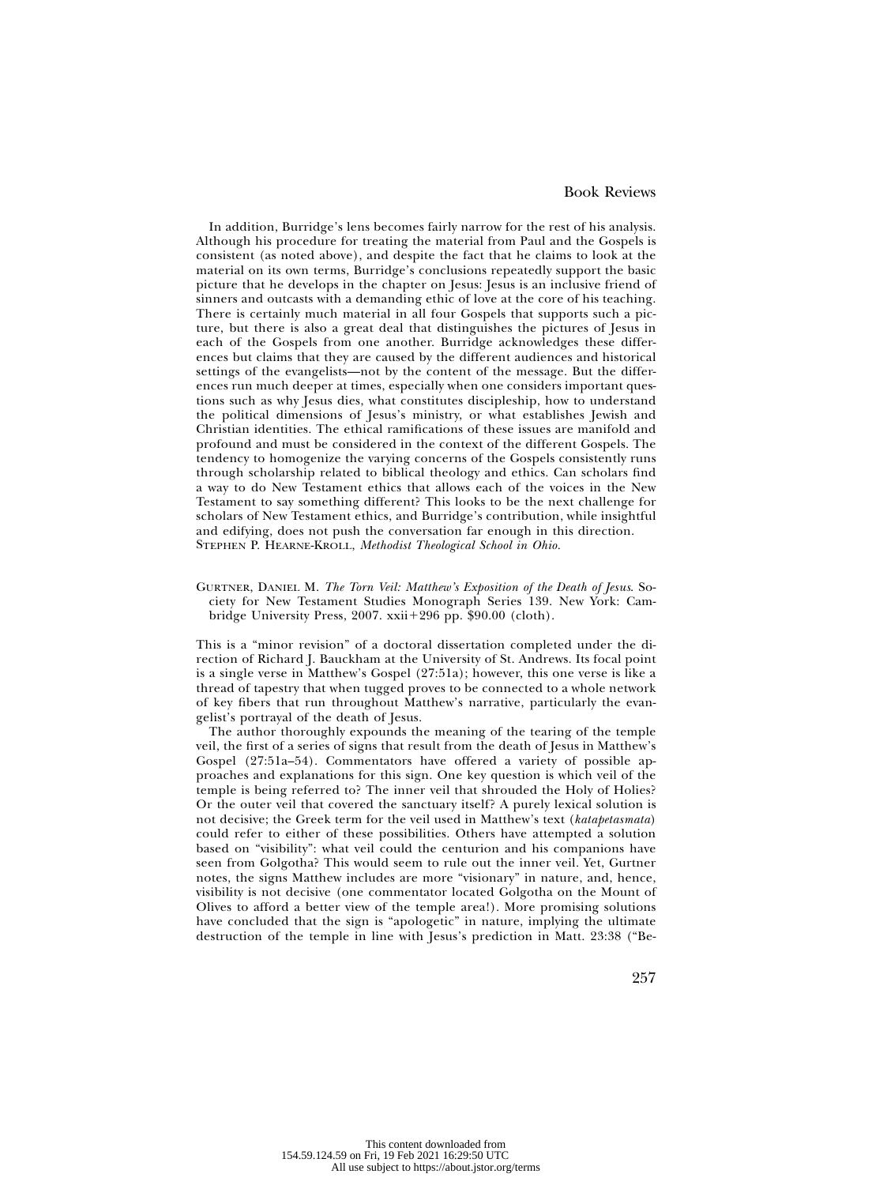In addition, Burridge's lens becomes fairly narrow for the rest of his analysis. Although his procedure for treating the material from Paul and the Gospels is consistent (as noted above), and despite the fact that he claims to look at the material on its own terms, Burridge's conclusions repeatedly support the basic picture that he develops in the chapter on Jesus: Jesus is an inclusive friend of sinners and outcasts with a demanding ethic of love at the core of his teaching. There is certainly much material in all four Gospels that supports such a picture, but there is also a great deal that distinguishes the pictures of Jesus in each of the Gospels from one another. Burridge acknowledges these differences but claims that they are caused by the different audiences and historical settings of the evangelists—not by the content of the message. But the differences run much deeper at times, especially when one considers important questions such as why Jesus dies, what constitutes discipleship, how to understand the political dimensions of Jesus's ministry, or what establishes Jewish and Christian identities. The ethical ramifications of these issues are manifold and profound and must be considered in the context of the different Gospels. The tendency to homogenize the varying concerns of the Gospels consistently runs through scholarship related to biblical theology and ethics. Can scholars find a way to do New Testament ethics that allows each of the voices in the New Testament to say something different? This looks to be the next challenge for scholars of New Testament ethics, and Burridge's contribution, while insightful and edifying, does not push the conversation far enough in this direction.
Stephen P. Hearne-Kroll, *Methodist Theological School in Ohio.*

Gurtner, Daniel M. *The Torn Veil: Matthew's Exposition of the Death of Jesus*. Society for New Testament Studies Monograph Series 139. New York: Cambridge University Press, 2007. xxii+296 pp. $90.00 (cloth).

This is a "minor revision" of a doctoral dissertation completed under the direction of Richard J. Bauckham at the University of St. Andrews. Its focal point is a single verse in Matthew's Gospel (27:51a); however, this one verse is like a thread of tapestry that when tugged proves to be connected to a whole network of key fibers that run throughout Matthew's narrative, particularly the evangelist's portrayal of the death of Jesus.

The author thoroughly expounds the meaning of the tearing of the temple veil, the first of a series of signs that result from the death of Jesus in Matthew's Gospel (27:51a–54). Commentators have offered a variety of possible approaches and explanations for this sign. One key question is which veil of the temple is being referred to? The inner veil that shrouded the Holy of Holies? Or the outer veil that covered the sanctuary itself? A purely lexical solution is not decisive; the Greek term for the veil used in Matthew's text (*katapetasmata*) could refer to either of these possibilities. Others have attempted a solution based on "visibility": what veil could the centurion and his companions have seen from Golgotha? This would seem to rule out the inner veil. Yet, Gurtner notes, the signs Matthew includes are more "visionary" in nature, and, hence, visibility is not decisive (one commentator located Golgotha on the Mount of Olives to afford a better view of the temple area!). More promising solutions have concluded that the sign is "apologetic" in nature, implying the ultimate destruction of the temple in line with Jesus's prediction in Matt. 23:38 ("Be-